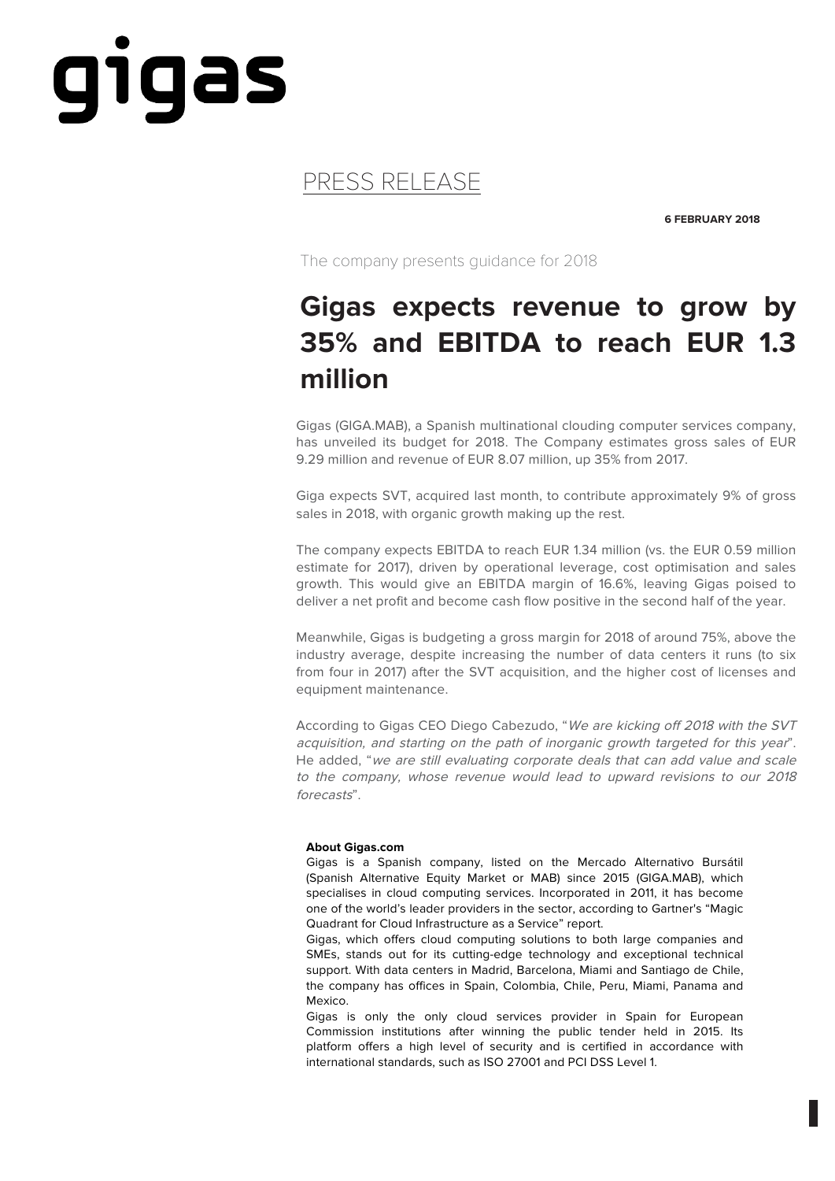gigas

PRESS RELEASE

**6 FEBRUARY 2018**

The company presents guidance for 2018

# Gigas expects revenue to grow by 35% and EBITDA to reach EUR 1.3 million

Gigas (GIGA.MAB), a Spanish multinational clouding computer services company, has unveiled its budget for 2018. The Company estimates gross sales of EUR 9.29 million and revenue of EUR 8.07 million, up 35% from 2017.

Giga expects SVT, acquired last month, to contribute approximately 9% of gross sales in 2018, with organic growth making up the rest.

The company expects EBITDA to reach EUR 1.34 million (vs. the EUR 0.59 million estimate for 2017), driven by operational leverage, cost optimisation and sales growth. This would give an EBITDA margin of 16.6%, leaving Gigas poised to deliver a net profit and become cash flow positive in the second half of the year.

Meanwhile, Gigas is budgeting a gross margin for 2018 of around 75%, above the industry average, despite increasing the number of data centers it runs (to six from four in 2017) after the SVT acquisition, and the higher cost of licenses and equipment maintenance.

According to Gigas CEO Diego Cabezudo, "*We are kicking off 2018 with the SVT acquisition, and starting on the path of inorganic growth targeted for this year*". He added, "*we are still evaluating corporate deals that can add value and scale to the company, whose revenue would lead to upward revisions to our 2018 forecasts*".

**About Gigas.com**

Gigas is a Spanish company, listed on the Mercado Alternativo Bursátil (Spanish Alternative Equity Market or MAB) since 2015 (GIGA.MAB), which specialises in cloud computing services. Incorporated in 2011, it has become one of the world's leader providers in the sector, according to Gartner's "Magic Quadrant for Cloud Infrastructure as a Service" report.

Gigas, which offers cloud computing solutions to both large companies and SMEs, stands out for its cutting-edge technology and exceptional technical support. With data centers in Madrid, Barcelona, Miami and Santiago de Chile, the company has offices in Spain, Colombia, Chile, Peru, Miami, Panama and Mexico.

Gigas is only the only cloud services provider in Spain for European Commission institutions after winning the public tender held in 2015. Its platform offers a high level of security and is certified in accordance with international standards, such as ISO 27001 and PCI DSS Level 1.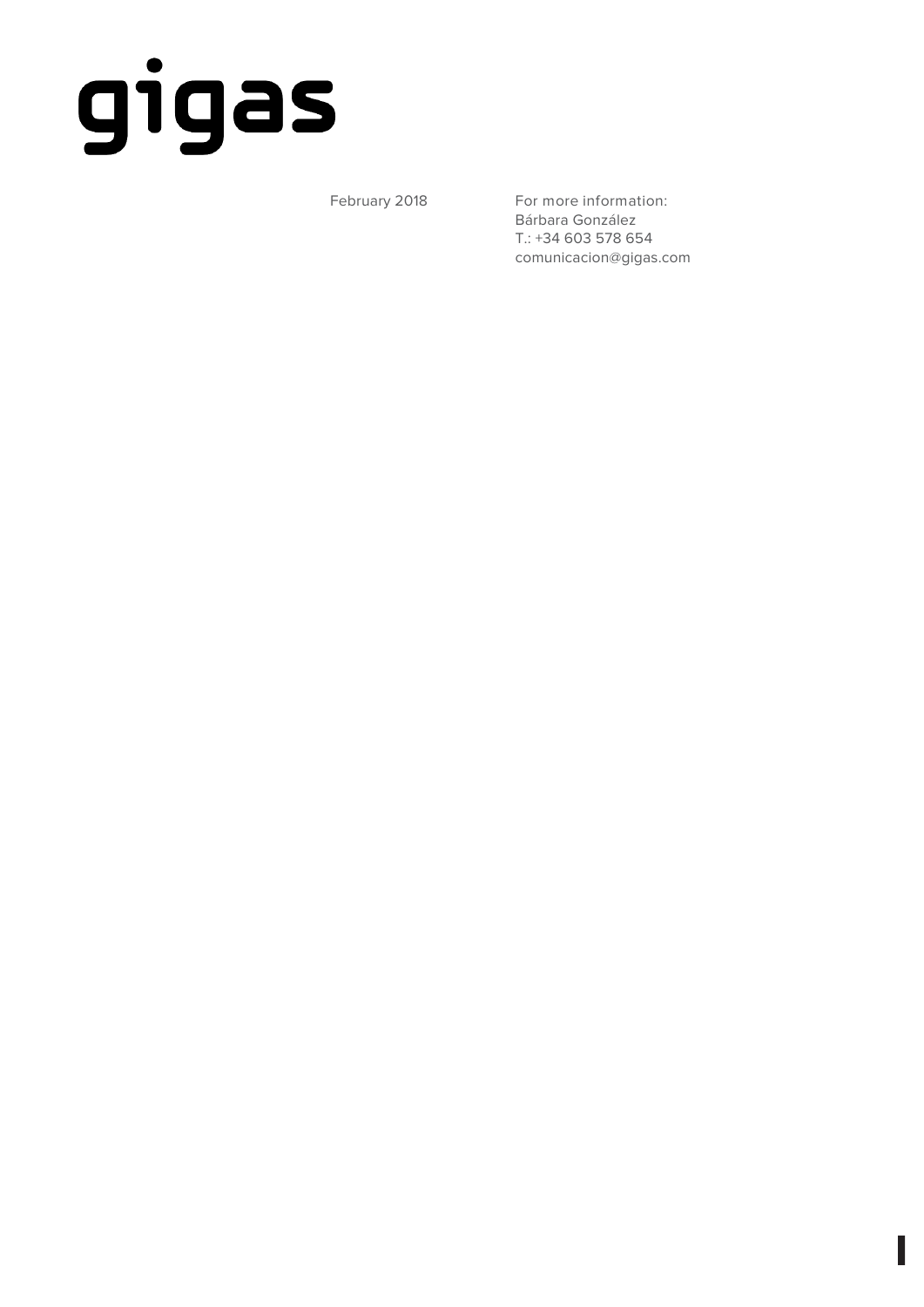# gigas

February 2018

For more information:
Bárbara González
T.: +34 603 578 654
comunicacion@gigas.com